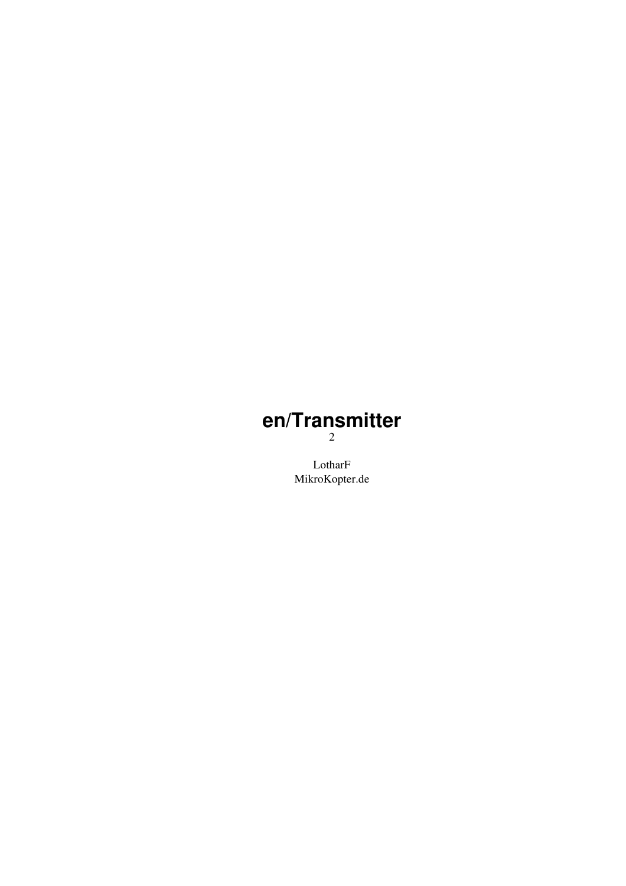# en/Transmitter

2

LotharF
MikroKopter.de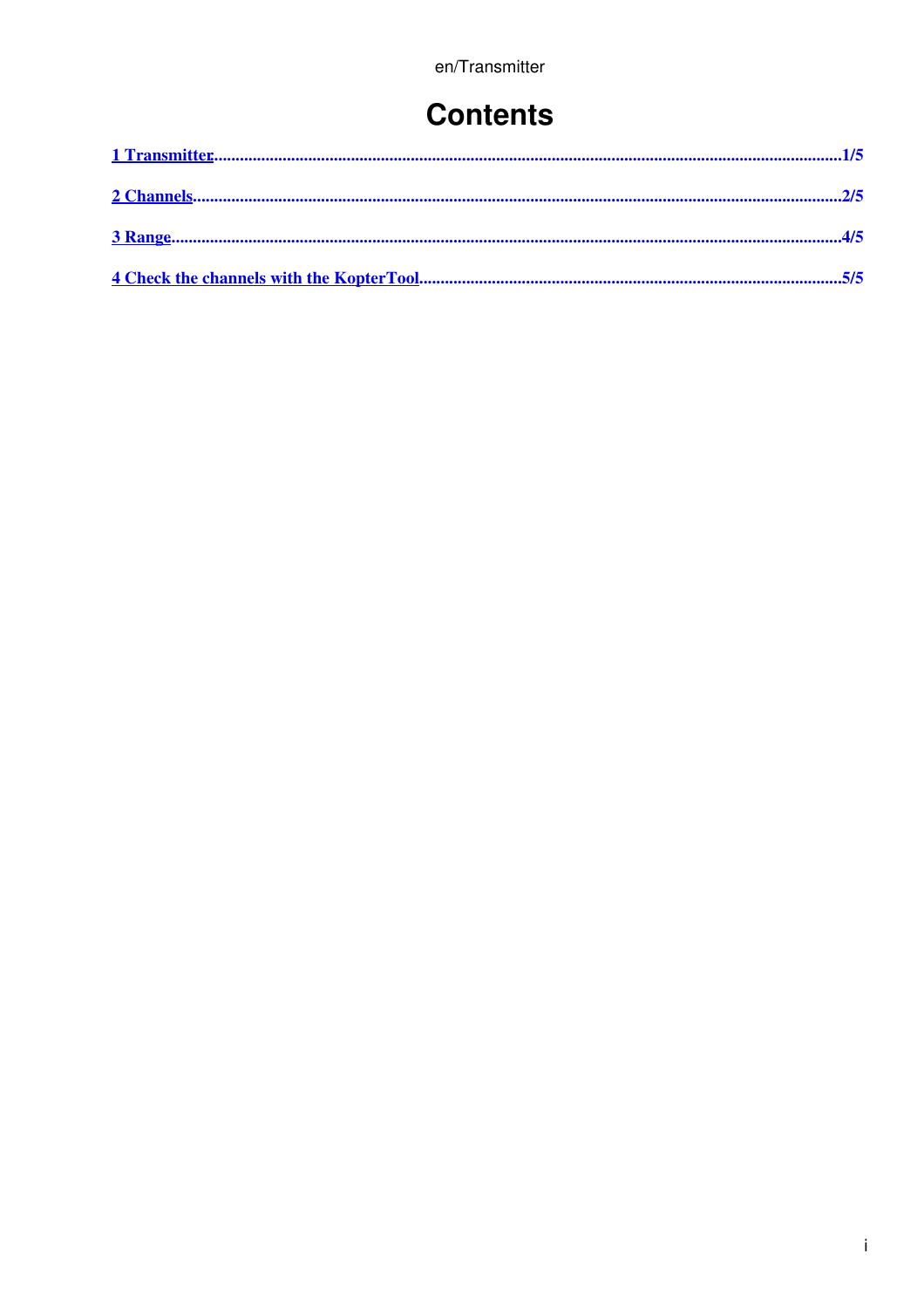# Contents

1 Transmitter....................................................................................................................................................1/5

2 Channels........................................................................................................................................................2/5

3 Range.............................................................................................................................................................4/5

4 Check the channels with the KopterTool....................................................................................................5/5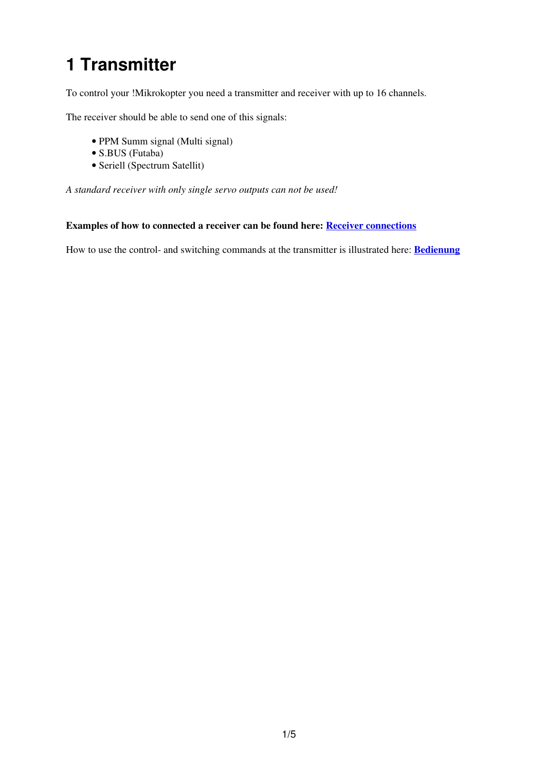# 1 Transmitter

To control your !Mikrokopter you need a transmitter and receiver with up to 16 channels.

The receiver should be able to send one of this signals:

- PPM Summ signal (Multi signal)
- S.BUS (Futaba)
- Seriell (Spectrum Satellit)

*A standard receiver with only single servo outputs can not be used!*

**Examples of how to connected a receiver can be found here: Receiver connections**

How to use the control- and switching commands at the transmitter is illustrated here: **Bedienung**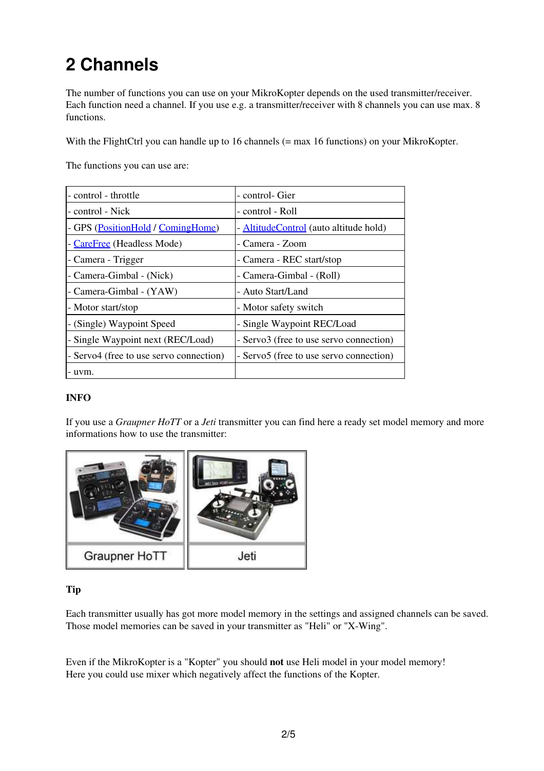# 2 Channels

The number of functions you can use on your MikroKopter depends on the used transmitter/receiver. Each function need a channel. If you use e.g. a transmitter/receiver with 8 channels you can use max. 8 functions.

With the FlightCtrl you can handle up to 16 channels (= max 16 functions) on your MikroKopter.

The functions you can use are:

| | |
|---|---|
| - control - throttle | - control- Gier |
| - control - Nick | - control - Roll |
| - GPS (PositionHold / ComingHome) | - AltitudeControl (auto altitude hold) |
| - CareFree (Headless Mode) | - Camera - Zoom |
| - Camera - Trigger | - Camera - REC start/stop |
| - Camera-Gimbal - (Nick) | - Camera-Gimbal - (Roll) |
| - Camera-Gimbal - (YAW) | - Auto Start/Land |
| - Motor start/stop | - Motor safety switch |
| - (Single) Waypoint Speed | - Single Waypoint REC/Load |
| - Single Waypoint next (REC/Load) | - Servo3 (free to use servo connection) |
| - Servo4 (free to use servo connection) | - Servo5 (free to use servo connection) |
| - uvm. | |

**INFO**

If you use a *Graupner HoTT* or a *Jeti* transmitter you can find here a ready set model memory and more informations how to use the transmitter:

| Graupner HoTT | Jeti |
|---|---|

**Tip**

Each transmitter usually has got more model memory in the settings and assigned channels can be saved. Those model memories can be saved in your transmitter as "Heli" or "X-Wing".

Even if the MikroKopter is a "Kopter" you should **not** use Heli model in your model memory!
Here you could use mixer which negatively affect the functions of the Kopter.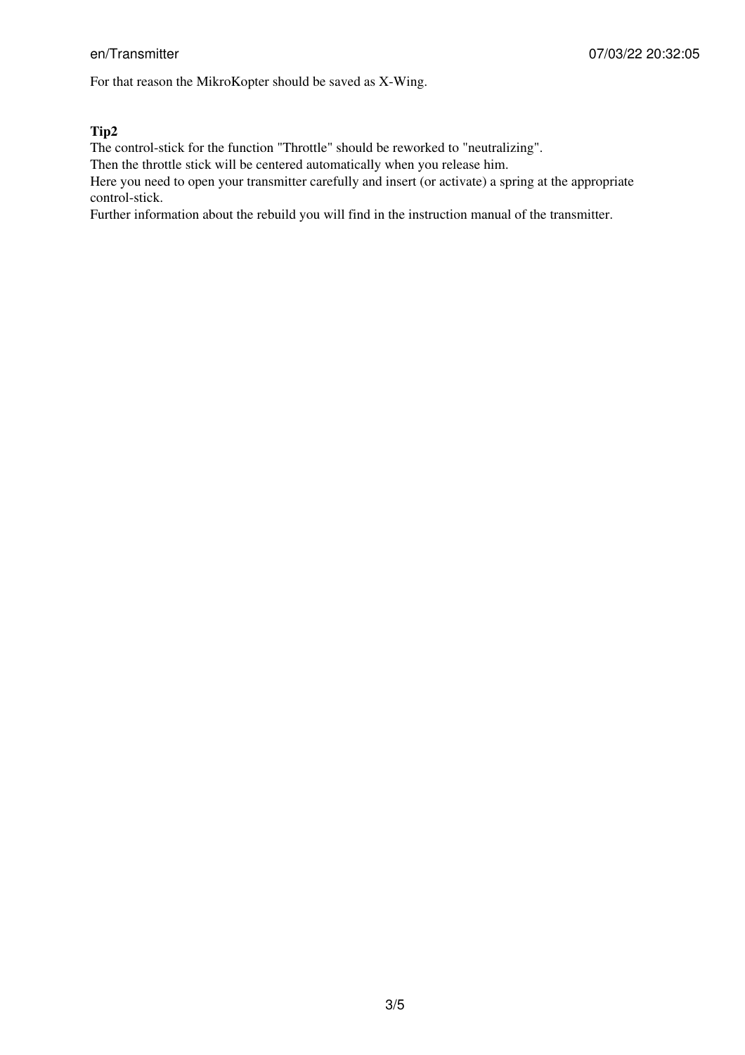For that reason the MikroKopter should be saved as X-Wing.

**Tip2**

The control-stick for the function "Throttle" should be reworked to "neutralizing".
Then the throttle stick will be centered automatically when you release him.
Here you need to open your transmitter carefully and insert (or activate) a spring at the appropriate control-stick.
Further information about the rebuild you will find in the instruction manual of the transmitter.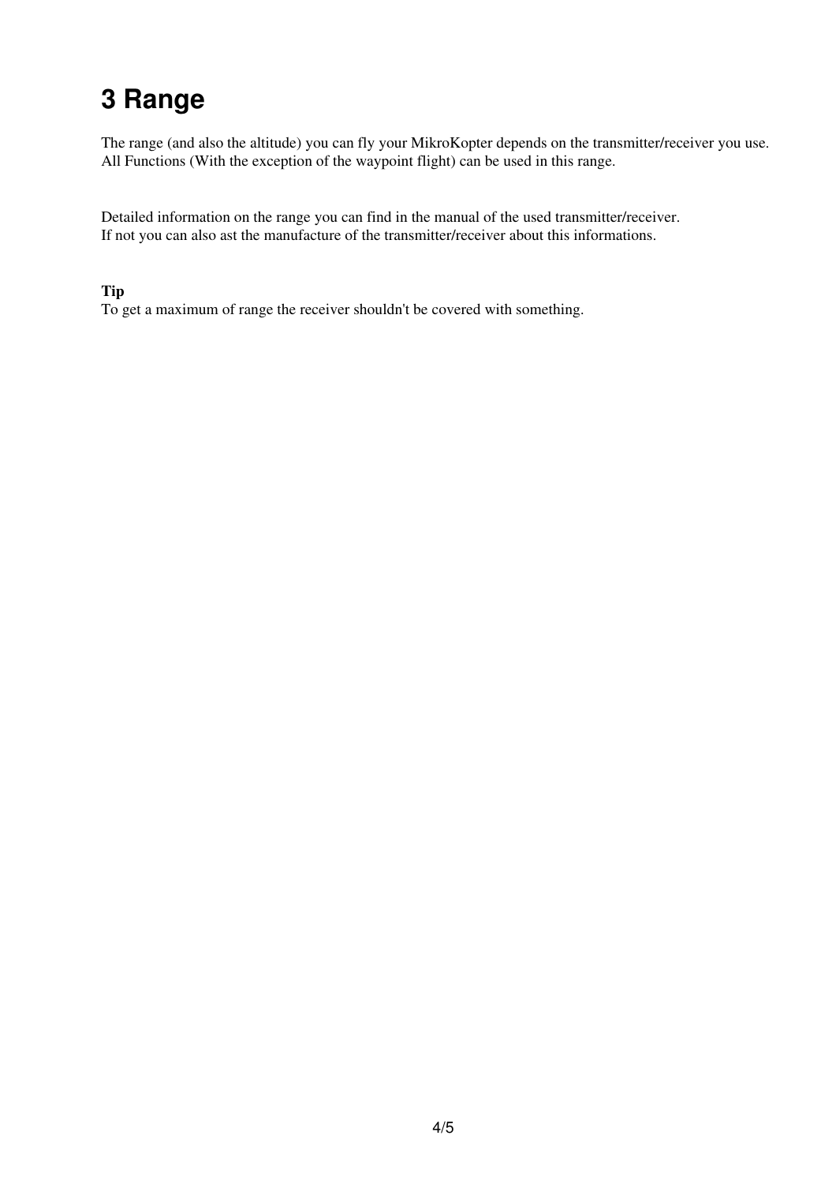# 3 Range

The range (and also the altitude) you can fly your MikroKopter depends on the transmitter/receiver you use.
All Functions (With the exception of the waypoint flight) can be used in this range.

Detailed information on the range you can find in the manual of the used transmitter/receiver.
If not you can also ast the manufacture of the transmitter/receiver about this informations.

**Tip**
To get a maximum of range the receiver shouldn't be covered with something.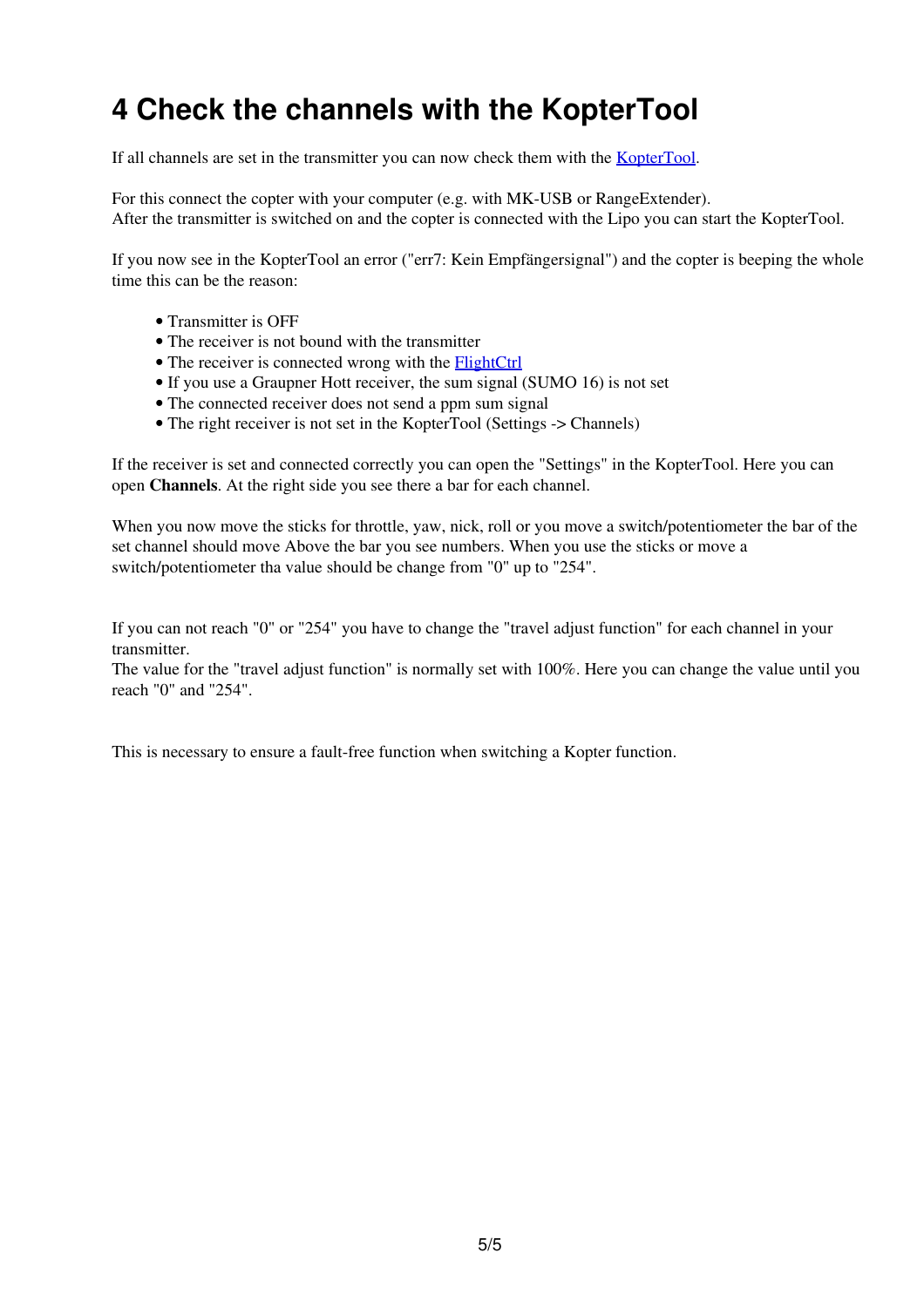# 4 Check the channels with the KopterTool

If all channels are set in the transmitter you can now check them with the KopterTool.

For this connect the copter with your computer (e.g. with MK-USB or RangeExtender).
After the transmitter is switched on and the copter is connected with the Lipo you can start the KopterTool.

If you now see in the KopterTool an error ("err7: Kein Empfängersignal") and the copter is beeping the whole time this can be the reason:

- Transmitter is OFF
- The receiver is not bound with the transmitter
- The receiver is connected wrong with the FlightCtrl
- If you use a Graupner Hott receiver, the sum signal (SUMO 16) is not set
- The connected receiver does not send a ppm sum signal
- The right receiver is not set in the KopterTool (Settings -> Channels)

If the receiver is set and connected correctly you can open the "Settings" in the KopterTool. Here you can open **Channels**. At the right side you see there a bar for each channel.

When you now move the sticks for throttle, yaw, nick, roll or you move a switch/potentiometer the bar of the set channel should move Above the bar you see numbers. When you use the sticks or move a switch/potentiometer tha value should be change from "0" up to "254".

If you can not reach "0" or "254" you have to change the "travel adjust function" for each channel in your transmitter.
The value for the "travel adjust function" is normally set with 100%. Here you can change the value until you reach "0" and "254".

This is necessary to ensure a fault-free function when switching a Kopter function.